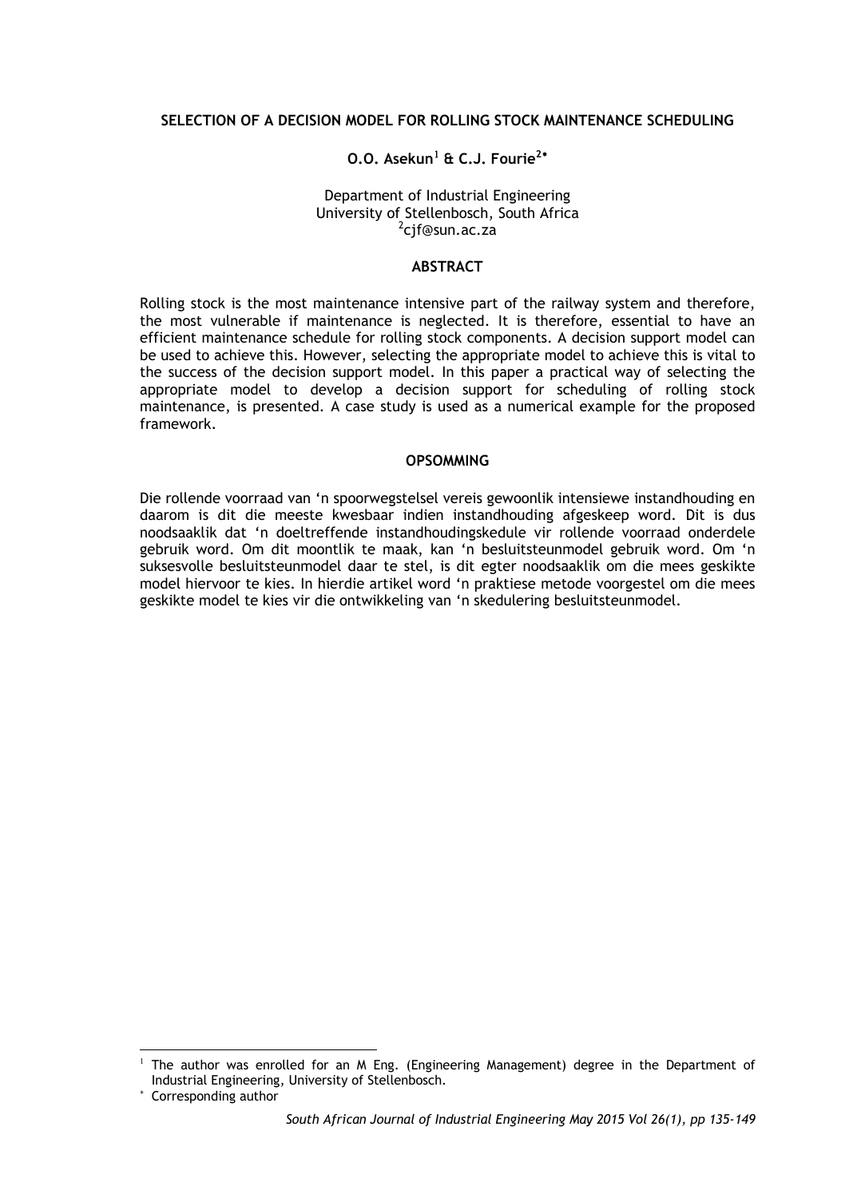# SELECTION OF A DECISION MODEL FOR ROLLING STOCK MAINTENANCE SCHEDULING

**O.O. Asekun[1] & C.J. Fourie[2*]**

Department of Industrial Engineering
University of Stellenbosch, South Africa
[2]cjf@sun.ac.za

## ABSTRACT

Rolling stock is the most maintenance intensive part of the railway system and therefore, the most vulnerable if maintenance is neglected. It is therefore, essential to have an efficient maintenance schedule for rolling stock components. A decision support model can be used to achieve this. However, selecting the appropriate model to achieve this is vital to the success of the decision support model. In this paper a practical way of selecting the appropriate model to develop a decision support for scheduling of rolling stock maintenance, is presented. A case study is used as a numerical example for the proposed framework.

## OPSOMMING

Die rollende voorraad van 'n spoorwegstelsel vereis gewoonlik intensiewe instandhouding en daarom is dit die meeste kwesbaar indien instandhouding afgeskeep word. Dit is dus noodsaaklik dat 'n doeltreffende instandhoudingskedule vir rollende voorraad onderdele gebruik word. Om dit moontlik te maak, kan 'n besluitsteunmodel gebruik word. Om 'n suksesvolle besluitsteunmodel daar te stel, is dit egter noodsaaklik om die mees geskikte model hiervoor te kies. In hierdie artikel word 'n praktiese metode voorgestel om die mees geskikte model te kies vir die ontwikkeling van 'n skedulering besluitsteunmodel.

---

[1] The author was enrolled for an M Eng. (Engineering Management) degree in the Department of Industrial Engineering, University of Stellenbosch.

[*] Corresponding author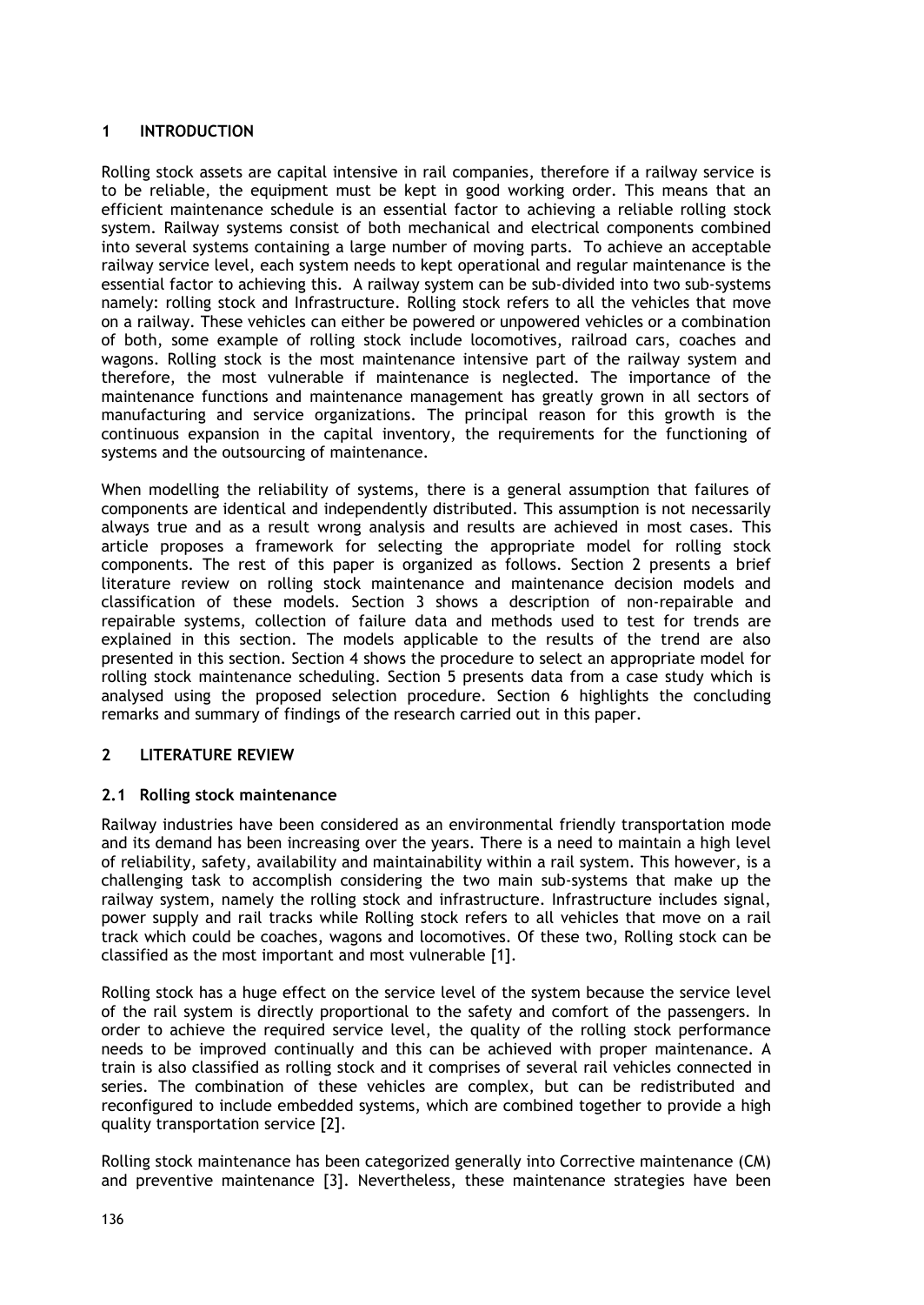## 1 INTRODUCTION

Rolling stock assets are capital intensive in rail companies, therefore if a railway service is to be reliable, the equipment must be kept in good working order. This means that an efficient maintenance schedule is an essential factor to achieving a reliable rolling stock system. Railway systems consist of both mechanical and electrical components combined into several systems containing a large number of moving parts. To achieve an acceptable railway service level, each system needs to kept operational and regular maintenance is the essential factor to achieving this. A railway system can be sub-divided into two sub-systems namely: rolling stock and Infrastructure. Rolling stock refers to all the vehicles that move on a railway. These vehicles can either be powered or unpowered vehicles or a combination of both, some example of rolling stock include locomotives, railroad cars, coaches and wagons. Rolling stock is the most maintenance intensive part of the railway system and therefore, the most vulnerable if maintenance is neglected. The importance of the maintenance functions and maintenance management has greatly grown in all sectors of manufacturing and service organizations. The principal reason for this growth is the continuous expansion in the capital inventory, the requirements for the functioning of systems and the outsourcing of maintenance.

When modelling the reliability of systems, there is a general assumption that failures of components are identical and independently distributed. This assumption is not necessarily always true and as a result wrong analysis and results are achieved in most cases. This article proposes a framework for selecting the appropriate model for rolling stock components. The rest of this paper is organized as follows. Section 2 presents a brief literature review on rolling stock maintenance and maintenance decision models and classification of these models. Section 3 shows a description of non-repairable and repairable systems, collection of failure data and methods used to test for trends are explained in this section. The models applicable to the results of the trend are also presented in this section. Section 4 shows the procedure to select an appropriate model for rolling stock maintenance scheduling. Section 5 presents data from a case study which is analysed using the proposed selection procedure. Section 6 highlights the concluding remarks and summary of findings of the research carried out in this paper.

## 2 LITERATURE REVIEW

### 2.1 Rolling stock maintenance

Railway industries have been considered as an environmental friendly transportation mode and its demand has been increasing over the years. There is a need to maintain a high level of reliability, safety, availability and maintainability within a rail system. This however, is a challenging task to accomplish considering the two main sub-systems that make up the railway system, namely the rolling stock and infrastructure. Infrastructure includes signal, power supply and rail tracks while Rolling stock refers to all vehicles that move on a rail track which could be coaches, wagons and locomotives. Of these two, Rolling stock can be classified as the most important and most vulnerable [1].

Rolling stock has a huge effect on the service level of the system because the service level of the rail system is directly proportional to the safety and comfort of the passengers. In order to achieve the required service level, the quality of the rolling stock performance needs to be improved continually and this can be achieved with proper maintenance. A train is also classified as rolling stock and it comprises of several rail vehicles connected in series. The combination of these vehicles are complex, but can be redistributed and reconfigured to include embedded systems, which are combined together to provide a high quality transportation service [2].

Rolling stock maintenance has been categorized generally into Corrective maintenance (CM) and preventive maintenance [3]. Nevertheless, these maintenance strategies have been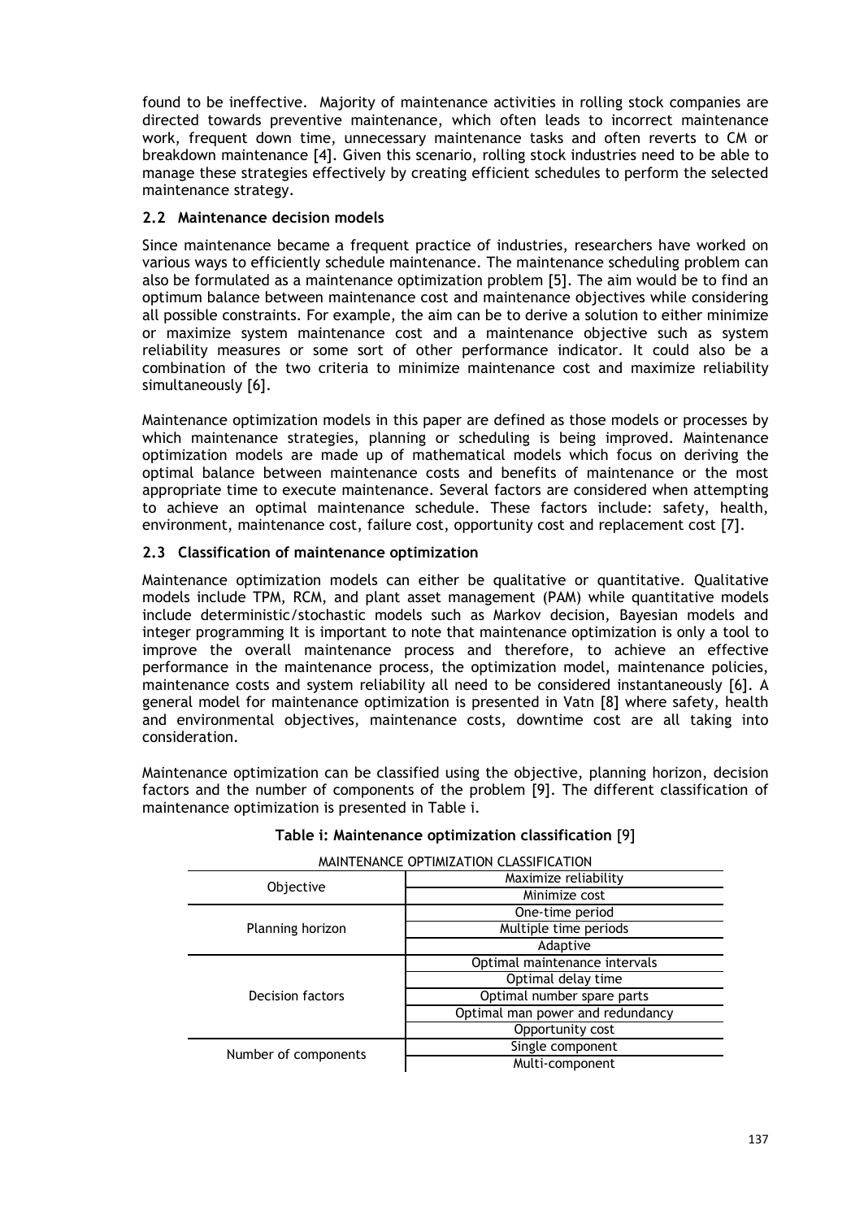found to be ineffective. Majority of maintenance activities in rolling stock companies are directed towards preventive maintenance, which often leads to incorrect maintenance work, frequent down time, unnecessary maintenance tasks and often reverts to CM or breakdown maintenance [4]. Given this scenario, rolling stock industries need to be able to manage these strategies effectively by creating efficient schedules to perform the selected maintenance strategy.

### 2.2 Maintenance decision models

Since maintenance became a frequent practice of industries, researchers have worked on various ways to efficiently schedule maintenance. The maintenance scheduling problem can also be formulated as a maintenance optimization problem [5]. The aim would be to find an optimum balance between maintenance cost and maintenance objectives while considering all possible constraints. For example, the aim can be to derive a solution to either minimize or maximize system maintenance cost and a maintenance objective such as system reliability measures or some sort of other performance indicator. It could also be a combination of the two criteria to minimize maintenance cost and maximize reliability simultaneously [6].

Maintenance optimization models in this paper are defined as those models or processes by which maintenance strategies, planning or scheduling is being improved. Maintenance optimization models are made up of mathematical models which focus on deriving the optimal balance between maintenance costs and benefits of maintenance or the most appropriate time to execute maintenance. Several factors are considered when attempting to achieve an optimal maintenance schedule. These factors include: safety, health, environment, maintenance cost, failure cost, opportunity cost and replacement cost [7].

### 2.3 Classification of maintenance optimization

Maintenance optimization models can either be qualitative or quantitative. Qualitative models include TPM, RCM, and plant asset management (PAM) while quantitative models include deterministic/stochastic models such as Markov decision, Bayesian models and integer programming It is important to note that maintenance optimization is only a tool to improve the overall maintenance process and therefore, to achieve an effective performance in the maintenance process, the optimization model, maintenance policies, maintenance costs and system reliability all need to be considered instantaneously [6]. A general model for maintenance optimization is presented in Vatn [8] where safety, health and environmental objectives, maintenance costs, downtime cost are all taking into consideration.

Maintenance optimization can be classified using the objective, planning horizon, decision factors and the number of components of the problem [9]. The different classification of maintenance optimization is presented in Table i.

**Table i: Maintenance optimization classification** [9]

| MAINTENANCE OPTIMIZATION CLASSIFICATION | |
|---|---|
| Objective | Maximize reliability |
| | Minimize cost |
| Planning horizon | One-time period |
| | Multiple time periods |
| | Adaptive |
| Decision factors | Optimal maintenance intervals |
| | Optimal delay time |
| | Optimal number spare parts |
| | Optimal man power and redundancy |
| | Opportunity cost |
| Number of components | Single component |
| | Multi-component |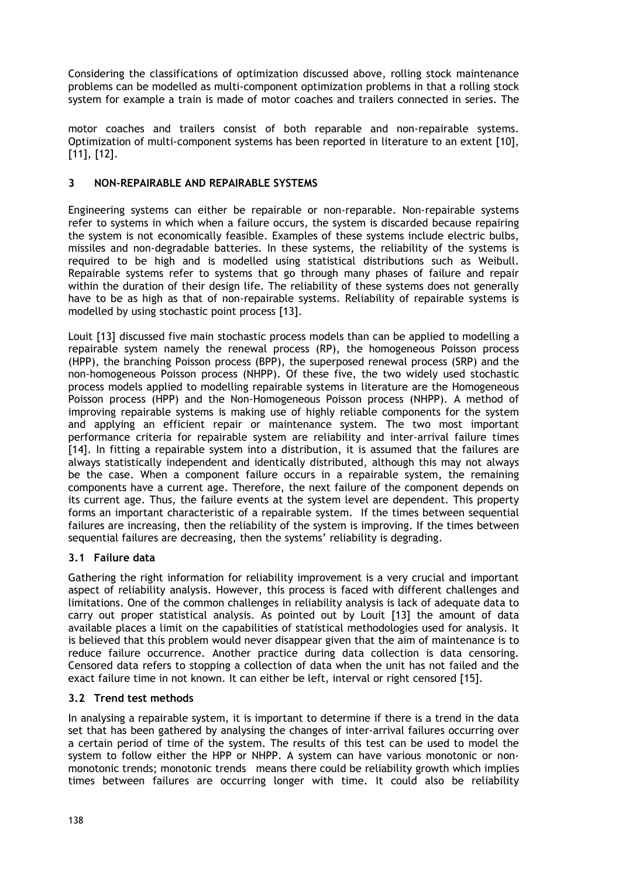Considering the classifications of optimization discussed above, rolling stock maintenance problems can be modelled as multi-component optimization problems in that a rolling stock system for example a train is made of motor coaches and trailers connected in series. The

motor coaches and trailers consist of both reparable and non-repairable systems. Optimization of multi-component systems has been reported in literature to an extent [10], [11], [12].

## 3 NON-REPAIRABLE AND REPAIRABLE SYSTEMS

Engineering systems can either be repairable or non-reparable. Non-repairable systems refer to systems in which when a failure occurs, the system is discarded because repairing the system is not economically feasible. Examples of these systems include electric bulbs, missiles and non-degradable batteries. In these systems, the reliability of the systems is required to be high and is modelled using statistical distributions such as Weibull. Repairable systems refer to systems that go through many phases of failure and repair within the duration of their design life. The reliability of these systems does not generally have to be as high as that of non-repairable systems. Reliability of repairable systems is modelled by using stochastic point process [13].

Louit [13] discussed five main stochastic process models than can be applied to modelling a repairable system namely the renewal process (RP), the homogeneous Poisson process (HPP), the branching Poisson process (BPP), the superposed renewal process (SRP) and the non-homogeneous Poisson process (NHPP). Of these five, the two widely used stochastic process models applied to modelling repairable systems in literature are the Homogeneous Poisson process (HPP) and the Non-Homogeneous Poisson process (NHPP). A method of improving repairable systems is making use of highly reliable components for the system and applying an efficient repair or maintenance system. The two most important performance criteria for repairable system are reliability and inter-arrival failure times [14]. In fitting a repairable system into a distribution, it is assumed that the failures are always statistically independent and identically distributed, although this may not always be the case. When a component failure occurs in a repairable system, the remaining components have a current age. Therefore, the next failure of the component depends on its current age. Thus, the failure events at the system level are dependent. This property forms an important characteristic of a repairable system. If the times between sequential failures are increasing, then the reliability of the system is improving. If the times between sequential failures are decreasing, then the systems' reliability is degrading.

### 3.1 Failure data

Gathering the right information for reliability improvement is a very crucial and important aspect of reliability analysis. However, this process is faced with different challenges and limitations. One of the common challenges in reliability analysis is lack of adequate data to carry out proper statistical analysis. As pointed out by Louit [13] the amount of data available places a limit on the capabilities of statistical methodologies used for analysis. It is believed that this problem would never disappear given that the aim of maintenance is to reduce failure occurrence. Another practice during data collection is data censoring. Censored data refers to stopping a collection of data when the unit has not failed and the exact failure time in not known. It can either be left, interval or right censored [15].

### 3.2 Trend test methods

In analysing a repairable system, it is important to determine if there is a trend in the data set that has been gathered by analysing the changes of inter-arrival failures occurring over a certain period of time of the system. The results of this test can be used to model the system to follow either the HPP or NHPP. A system can have various monotonic or non-monotonic trends; monotonic trends means there could be reliability growth which implies times between failures are occurring longer with time. It could also be reliability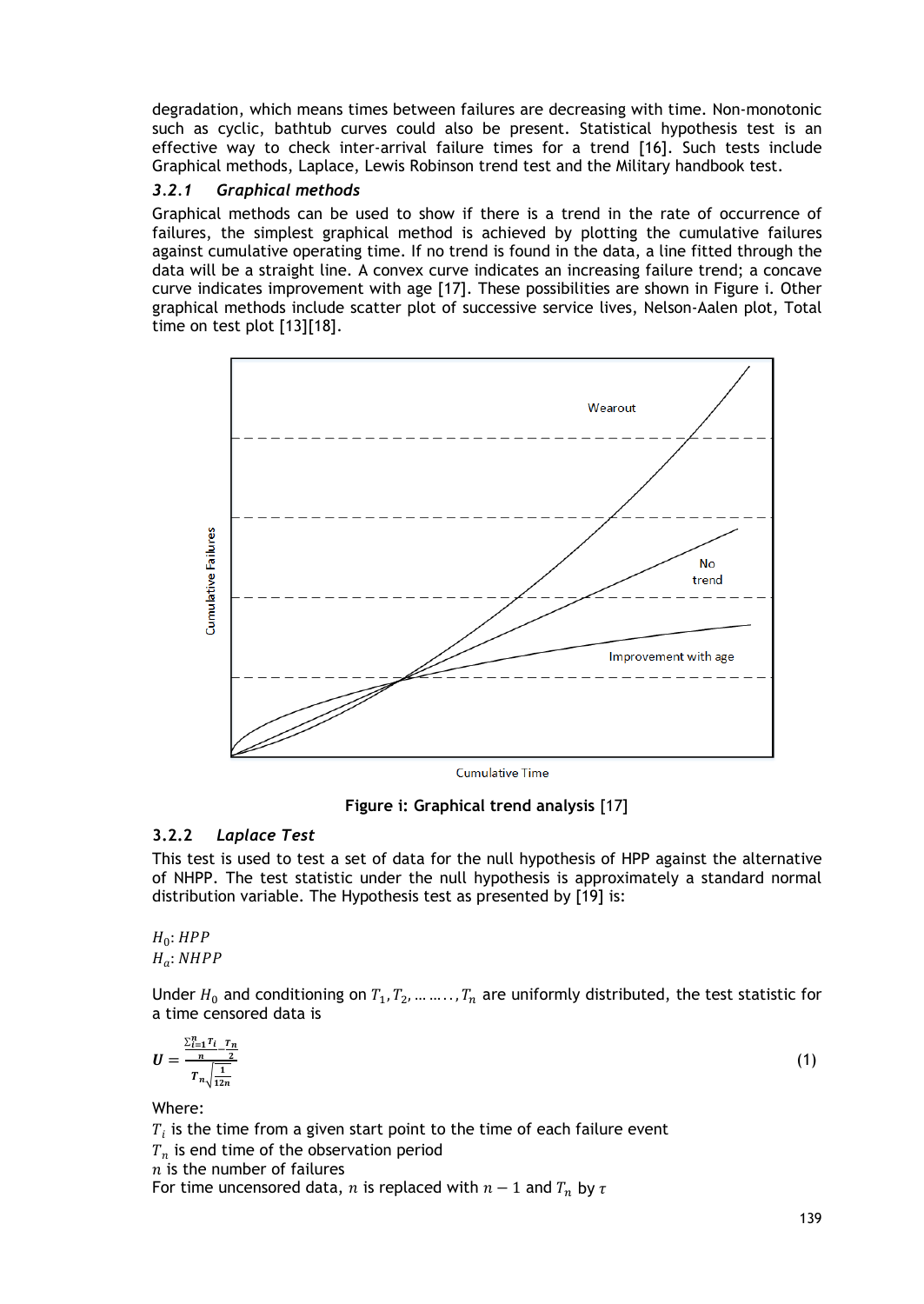degradation, which means times between failures are decreasing with time. Non-monotonic such as cyclic, bathtub curves could also be present. Statistical hypothesis test is an effective way to check inter-arrival failure times for a trend [16]. Such tests include Graphical methods, Laplace, Lewis Robinson trend test and the Military handbook test.

### *3.2.1 Graphical methods*

Graphical methods can be used to show if there is a trend in the rate of occurrence of failures, the simplest graphical method is achieved by plotting the cumulative failures against cumulative operating time. If no trend is found in the data, a line fitted through the data will be a straight line. A convex curve indicates an increasing failure trend; a concave curve indicates improvement with age [17]. These possibilities are shown in Figure i. Other graphical methods include scatter plot of successive service lives, Nelson-Aalen plot, Total time on test plot [13][18].

**Figure i: Graphical trend analysis** [17]

### 3.2.2 *Laplace Test*

This test is used to test a set of data for the null hypothesis of HPP against the alternative of NHPP. The test statistic under the null hypothesis is approximately a standard normal distribution variable. The Hypothesis test as presented by [19] is:

$H_0: HPP$
$H_a: NHPP$

Under $H_0$ and conditioning on $T_1, T_2, \ldots\ldots, T_n$ are uniformly distributed, the test statistic for a time censored data is

$$\boldsymbol{U} = \frac{\frac{\sum_{i=1}^{n} T_i}{n} - \frac{T_n}{2}}{T_n\sqrt{\frac{1}{12n}}} \quad (1)$$

Where:
$T_i$ is the time from a given start point to the time of each failure event
$T_n$ is end time of the observation period
$n$ is the number of failures
For time uncensored data, $n$ is replaced with $n-1$ and $T_n$ by $\tau$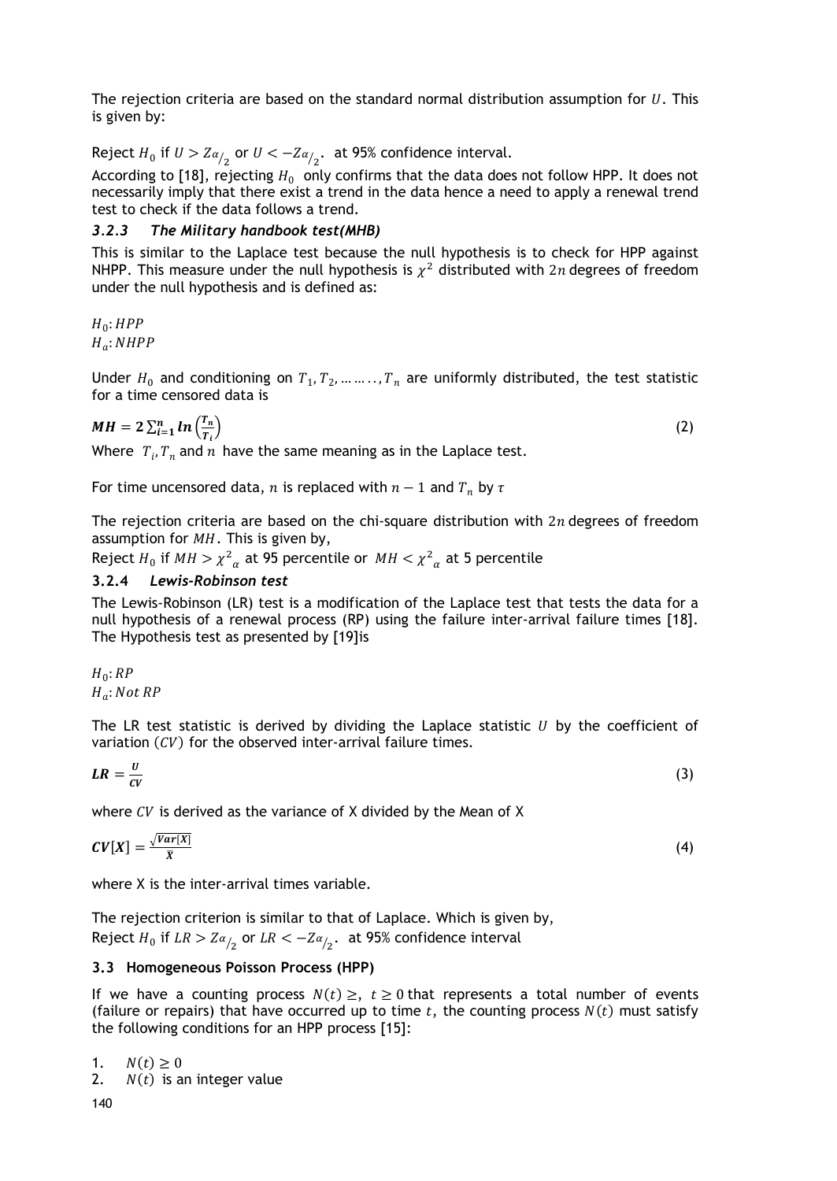The rejection criteria are based on the standard normal distribution assumption for $U$. This is given by:

Reject $H_0$ if $U > Z\alpha_{/2}$ or $U < -Z\alpha_{/2}$. at 95% confidence interval.

According to [18], rejecting $H_0$ only confirms that the data does not follow HPP. It does not necessarily imply that there exist a trend in the data hence a need to apply a renewal trend test to check if the data follows a trend.

### *3.2.3 The Military handbook test(MHB)*

This is similar to the Laplace test because the null hypothesis is to check for HPP against NHPP. This measure under the null hypothesis is $\chi^2$ distributed with $2n$ degrees of freedom under the null hypothesis and is defined as:

$H_0: HPP$

$H_a: NHPP$

Under $H_0$ and conditioning on $T_1, T_2, \ldots\ldots.., T_n$ are uniformly distributed, the test statistic for a time censored data is

$$\boldsymbol{MH = 2\sum_{i=1}^{n} ln\left(\frac{T_n}{T_i}\right)} \tag{2}$$

Where $T_i, T_n$ and $n$ have the same meaning as in the Laplace test.

For time uncensored data, $n$ is replaced with $n-1$ and $T_n$ by $\tau$

The rejection criteria are based on the chi-square distribution with $2n$ degrees of freedom assumption for $MH$. This is given by,

Reject $H_0$ if $MH > \chi^2{}_{\alpha}$ at 95 percentile or $MH < \chi^2{}_{\alpha}$ at 5 percentile

### 3.2.4 *Lewis-Robinson test*

The Lewis-Robinson (LR) test is a modification of the Laplace test that tests the data for a null hypothesis of a renewal process (RP) using the failure inter-arrival failure times [18]. The Hypothesis test as presented by [19]is

$H_0: RP$

$H_a: Not\ RP$

The LR test statistic is derived by dividing the Laplace statistic $U$ by the coefficient of variation $(CV)$ for the observed inter-arrival failure times.

$$\boldsymbol{LR = \frac{U}{CV}} \tag{3}$$

where $CV$ is derived as the variance of X divided by the Mean of X

$$\boldsymbol{CV[X] = \frac{\sqrt{Var[X]}}{\bar{X}}} \tag{4}$$

where X is the inter-arrival times variable.

The rejection criterion is similar to that of Laplace. Which is given by,

Reject $H_0$ if $LR > Z\alpha_{/2}$ or $LR < -Z\alpha_{/2}$. at 95% confidence interval

### 3.3 Homogeneous Poisson Process (HPP)

If we have a counting process $N(t) \geq,\ t \geq 0$ that represents a total number of events (failure or repairs) that have occurred up to time $t$, the counting process $N(t)$ must satisfy the following conditions for an HPP process [15]:

1. $N(t) \geq 0$
2. $N(t)$ is an integer value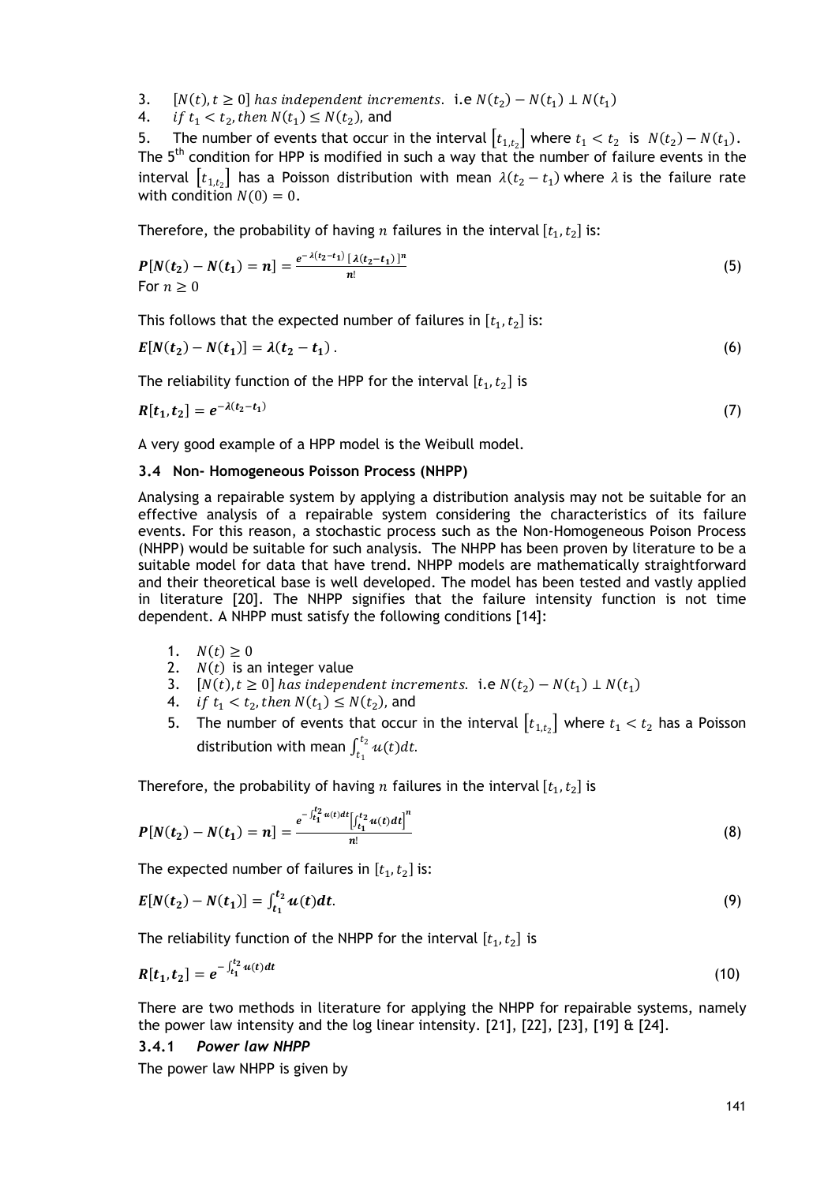3. $[N(t), t \geq 0]$ *has independent increments.* i.e $N(t_2) - N(t_1) \perp N(t_1)$
4. *if* $t_1 < t_2$, *then* $N(t_1) \leq N(t_2)$, and
5. The number of events that occur in the interval $[t_{1,t_2}]$ where $t_1 < t_2$ is $N(t_2) - N(t_1)$.

The 5th condition for HPP is modified in such a way that the number of failure events in the interval $[t_{1,t_2}]$ has a Poisson distribution with mean $\lambda(t_2 - t_1)$ where $\lambda$ is the failure rate with condition $N(0) = 0$.

Therefore, the probability of having $n$ failures in the interval $[t_1, t_2]$ is:

$$\boldsymbol{P[N(t_2) - N(t_1) = n] = \frac{e^{-\lambda(t_2 - t_1)}\,[\lambda(t_2 - t_1)]^n}{n!}} \tag{5}$$

For $n \geq 0$

This follows that the expected number of failures in $[t_1, t_2]$ is:

$$\boldsymbol{E[N(t_2) - N(t_1)] = \lambda(t_2 - t_1)}\,. \tag{6}$$

The reliability function of the HPP for the interval $[t_1, t_2]$ is

$$\boldsymbol{R[t_1, t_2] = e^{-\lambda(t_2 - t_1)}} \tag{7}$$

A very good example of a HPP model is the Weibull model.

### 3.4 Non- Homogeneous Poisson Process (NHPP)

Analysing a repairable system by applying a distribution analysis may not be suitable for an effective analysis of a repairable system considering the characteristics of its failure events. For this reason, a stochastic process such as the Non-Homogeneous Poison Process (NHPP) would be suitable for such analysis. The NHPP has been proven by literature to be a suitable model for data that have trend. NHPP models are mathematically straightforward and their theoretical base is well developed. The model has been tested and vastly applied in literature [20]. The NHPP signifies that the failure intensity function is not time dependent. A NHPP must satisfy the following conditions [14]:

1. $N(t) \geq 0$
2. $N(t)$ is an integer value
3. $[N(t), t \geq 0]$ *has independent increments.* i.e $N(t_2) - N(t_1) \perp N(t_1)$
4. *if* $t_1 < t_2$, *then* $N(t_1) \leq N(t_2)$, and
5. The number of events that occur in the interval $[t_{1,t_2}]$ where $t_1 < t_2$ has a Poisson distribution with mean $\int_{t_1}^{t_2} u(t)dt$.

Therefore, the probability of having $n$ failures in the interval $[t_1, t_2]$ is

$$\boldsymbol{P[N(t_2) - N(t_1) = n] = \frac{e^{-\int_{t_1}^{t_2} u(t)dt}\left[\int_{t_1}^{t_2} u(t)dt\right]^n}{n!}} \tag{8}$$

The expected number of failures in $[t_1, t_2]$ is:

$$\boldsymbol{E[N(t_2) - N(t_1)] = \int_{t_1}^{t_2} u(t)dt}. \tag{9}$$

The reliability function of the NHPP for the interval $[t_1, t_2]$ is

$$\boldsymbol{R[t_1, t_2] = e^{-\int_{t_1}^{t_2} u(t)dt}} \tag{10}$$

There are two methods in literature for applying the NHPP for repairable systems, namely the power law intensity and the log linear intensity. [21], [22], [23], [19] & [24].

#### 3.4.1 *Power law NHPP*

The power law NHPP is given by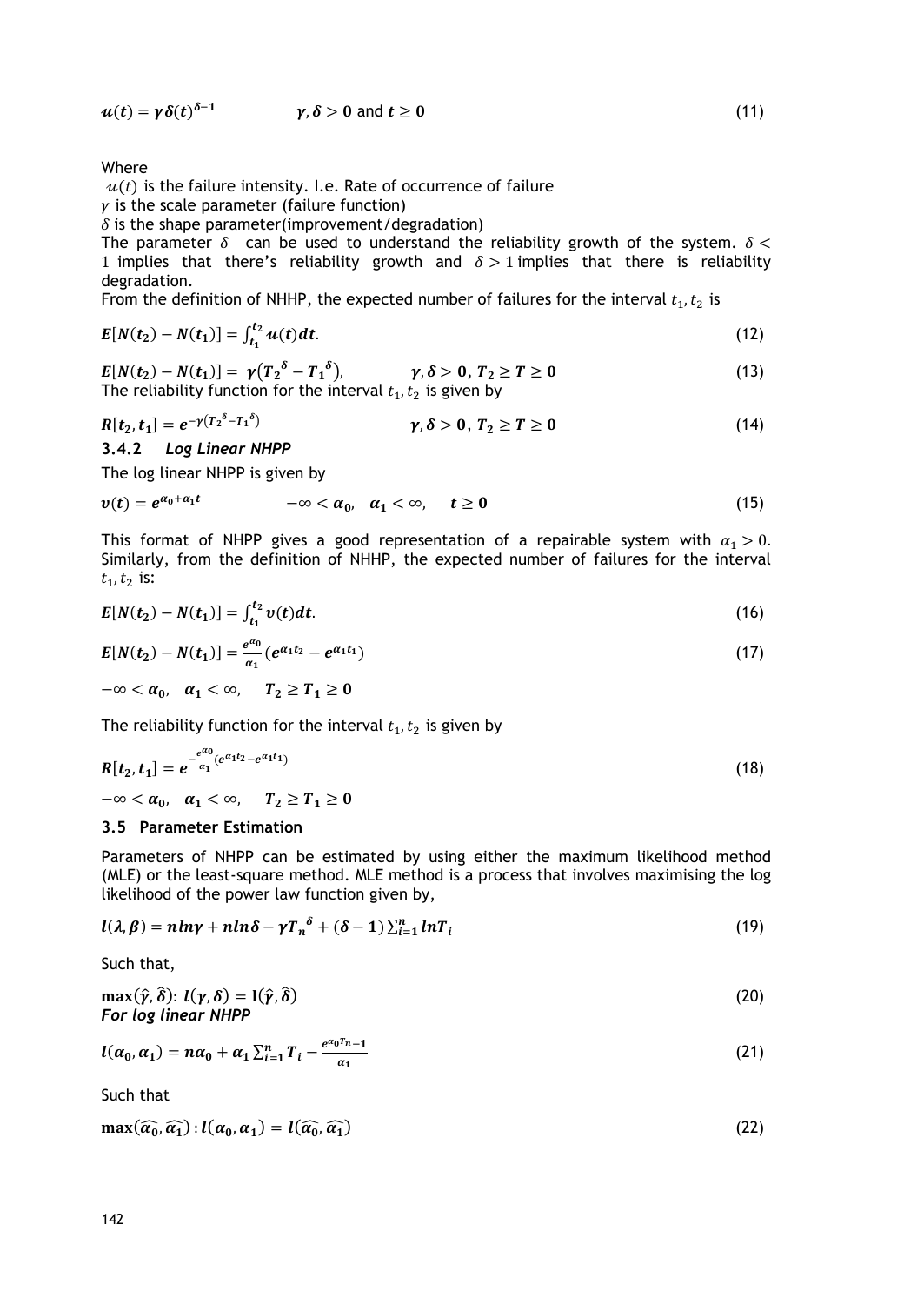$$u(t) = \gamma\delta(t)^{\delta-1} \qquad \gamma, \delta > 0 \text{ and } t \geq 0 \tag{11}$$

Where

$u(t)$ is the failure intensity. I.e. Rate of occurrence of failure

$\gamma$ is the scale parameter (failure function)

$\delta$ is the shape parameter(improvement/degradation)

The parameter $\delta$ can be used to understand the reliability growth of the system. $\delta < 1$ implies that there's reliability growth and $\delta > 1$ implies that there is reliability degradation.

From the definition of NHHP, the expected number of failures for the interval $t_1, t_2$ is

$$E[N(t_2) - N(t_1)] = \int_{t_1}^{t_2} u(t)dt. \tag{12}$$

$$E[N(t_2) - N(t_1)] = \gamma\left(T_2{}^{\delta} - T_1{}^{\delta}\right), \qquad \gamma, \delta > 0,\ T_2 \geq T \geq 0 \tag{13}$$

The reliability function for the interval $t_1, t_2$ is given by

$$R[t_2, t_1] = e^{-\gamma\left(T_2{}^{\delta} - T_1{}^{\delta}\right)} \qquad \gamma, \delta > 0,\ T_2 \geq T \geq 0 \tag{14}$$

### 3.4.2 *Log Linear NHPP*

The log linear NHPP is given by

$$v(t) = e^{\alpha_0 + \alpha_1 t} \qquad -\infty < \alpha_0, \quad \alpha_1 < \infty, \quad t \geq 0 \tag{15}$$

This format of NHPP gives a good representation of a repairable system with $\alpha_1 > 0$. Similarly, from the definition of NHHP, the expected number of failures for the interval $t_1, t_2$ is:

$$E[N(t_2) - N(t_1)] = \int_{t_1}^{t_2} v(t)dt. \tag{16}$$

$$E[N(t_2) - N(t_1)] = \frac{e^{\alpha_0}}{\alpha_1}\left(e^{\alpha_1 t_2} - e^{\alpha_1 t_1}\right) \tag{17}$$

$$-\infty < \alpha_0, \quad \alpha_1 < \infty, \quad T_2 \geq T_1 \geq 0$$

The reliability function for the interval $t_1, t_2$ is given by

$$R[t_2, t_1] = e^{-\frac{e^{\alpha_0}}{\alpha_1}\left(e^{\alpha_1 t_2} - e^{\alpha_1 t_1}\right)} \tag{18}$$

$$-\infty < \alpha_0, \quad \alpha_1 < \infty, \quad T_2 \geq T_1 \geq 0$$

## 3.5 Parameter Estimation

Parameters of NHPP can be estimated by using either the maximum likelihood method (MLE) or the least-square method. MLE method is a process that involves maximising the log likelihood of the power law function given by,

$$l(\lambda, \beta) = n\ln\gamma + n\ln\delta - \gamma T_n{}^{\delta} + (\delta - 1)\sum_{i=1}^{n} \ln T_i \tag{19}$$

Such that,

$$\max(\hat{\gamma}, \hat{\delta}):\ l(\gamma, \delta) = l(\hat{\gamma}, \hat{\delta}) \tag{20}$$

***For log linear NHPP***

$$l(\alpha_0, \alpha_1) = n\alpha_0 + \alpha_1 \sum_{i=1}^{n} T_i - \frac{e^{\alpha_0 T_n - 1}}{\alpha_1} \tag{21}$$

Such that

$$\max(\widehat{\alpha_0}, \widehat{\alpha_1}) : l(\alpha_0, \alpha_1) = l(\widehat{\alpha_0}, \widehat{\alpha_1}) \tag{22}$$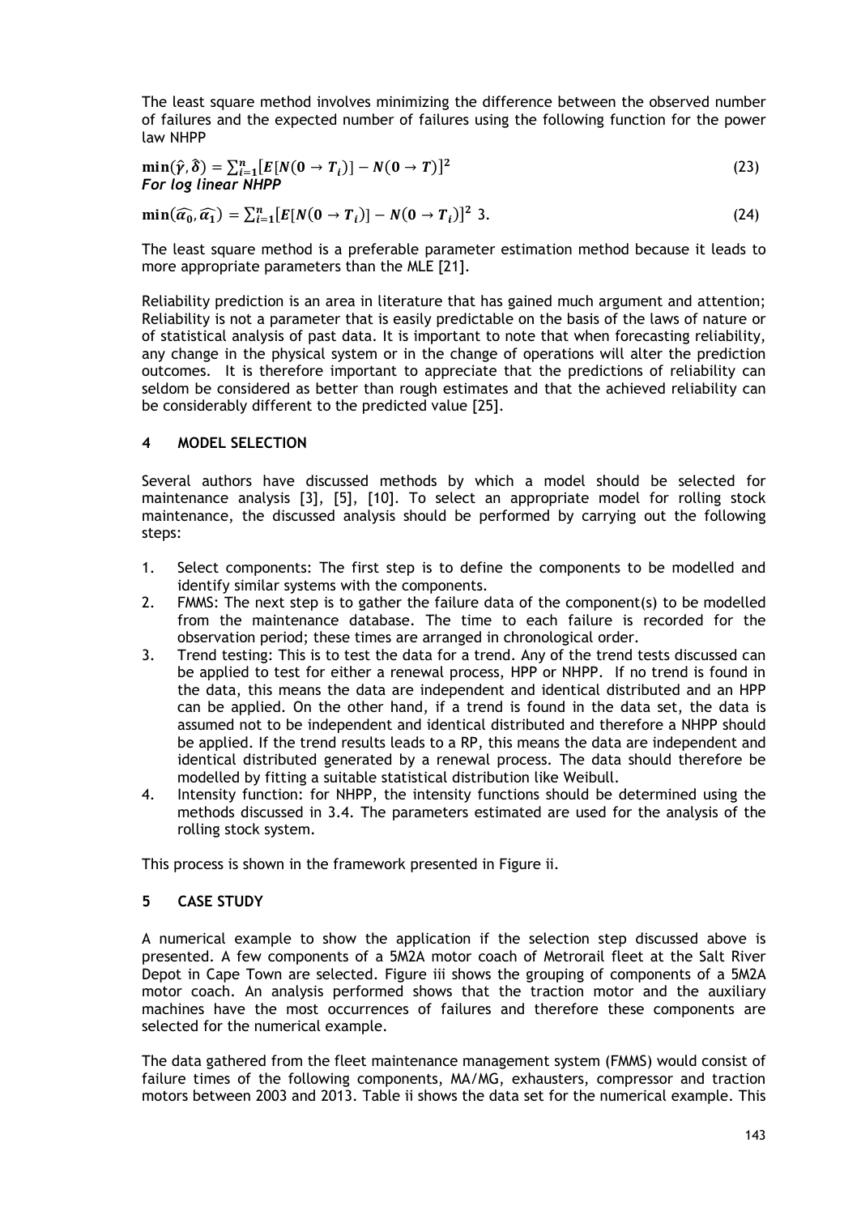The least square method involves minimizing the difference between the observed number of failures and the expected number of failures using the following function for the power law NHPP

$$\min(\hat{\gamma}, \hat{\delta}) = \sum_{i=1}^{n} [E[N(0 \to T_i)] - N(0 \to T)]^2 \tag{23}$$

***For log linear NHPP***

$$\min(\widehat{\alpha_0}, \widehat{\alpha_1}) = \sum_{i=1}^{n} [E[N(0 \to T_i)] - N(0 \to T_i)]^2 \text{ 3.} \tag{24}$$

The least square method is a preferable parameter estimation method because it leads to more appropriate parameters than the MLE [21].

Reliability prediction is an area in literature that has gained much argument and attention; Reliability is not a parameter that is easily predictable on the basis of the laws of nature or of statistical analysis of past data. It is important to note that when forecasting reliability, any change in the physical system or in the change of operations will alter the prediction outcomes. It is therefore important to appreciate that the predictions of reliability can seldom be considered as better than rough estimates and that the achieved reliability can be considerably different to the predicted value [25].

## 4 MODEL SELECTION

Several authors have discussed methods by which a model should be selected for maintenance analysis [3], [5], [10]. To select an appropriate model for rolling stock maintenance, the discussed analysis should be performed by carrying out the following steps:

1. Select components: The first step is to define the components to be modelled and identify similar systems with the components.
2. FMMS: The next step is to gather the failure data of the component(s) to be modelled from the maintenance database. The time to each failure is recorded for the observation period; these times are arranged in chronological order.
3. Trend testing: This is to test the data for a trend. Any of the trend tests discussed can be applied to test for either a renewal process, HPP or NHPP. If no trend is found in the data, this means the data are independent and identical distributed and an HPP can be applied. On the other hand, if a trend is found in the data set, the data is assumed not to be independent and identical distributed and therefore a NHPP should be applied. If the trend results leads to a RP, this means the data are independent and identical distributed generated by a renewal process. The data should therefore be modelled by fitting a suitable statistical distribution like Weibull.
4. Intensity function: for NHPP, the intensity functions should be determined using the methods discussed in 3.4. The parameters estimated are used for the analysis of the rolling stock system.

This process is shown in the framework presented in Figure ii.

## 5 CASE STUDY

A numerical example to show the application if the selection step discussed above is presented. A few components of a 5M2A motor coach of Metrorail fleet at the Salt River Depot in Cape Town are selected. Figure iii shows the grouping of components of a 5M2A motor coach. An analysis performed shows that the traction motor and the auxiliary machines have the most occurrences of failures and therefore these components are selected for the numerical example.

The data gathered from the fleet maintenance management system (FMMS) would consist of failure times of the following components, MA/MG, exhausters, compressor and traction motors between 2003 and 2013. Table ii shows the data set for the numerical example. This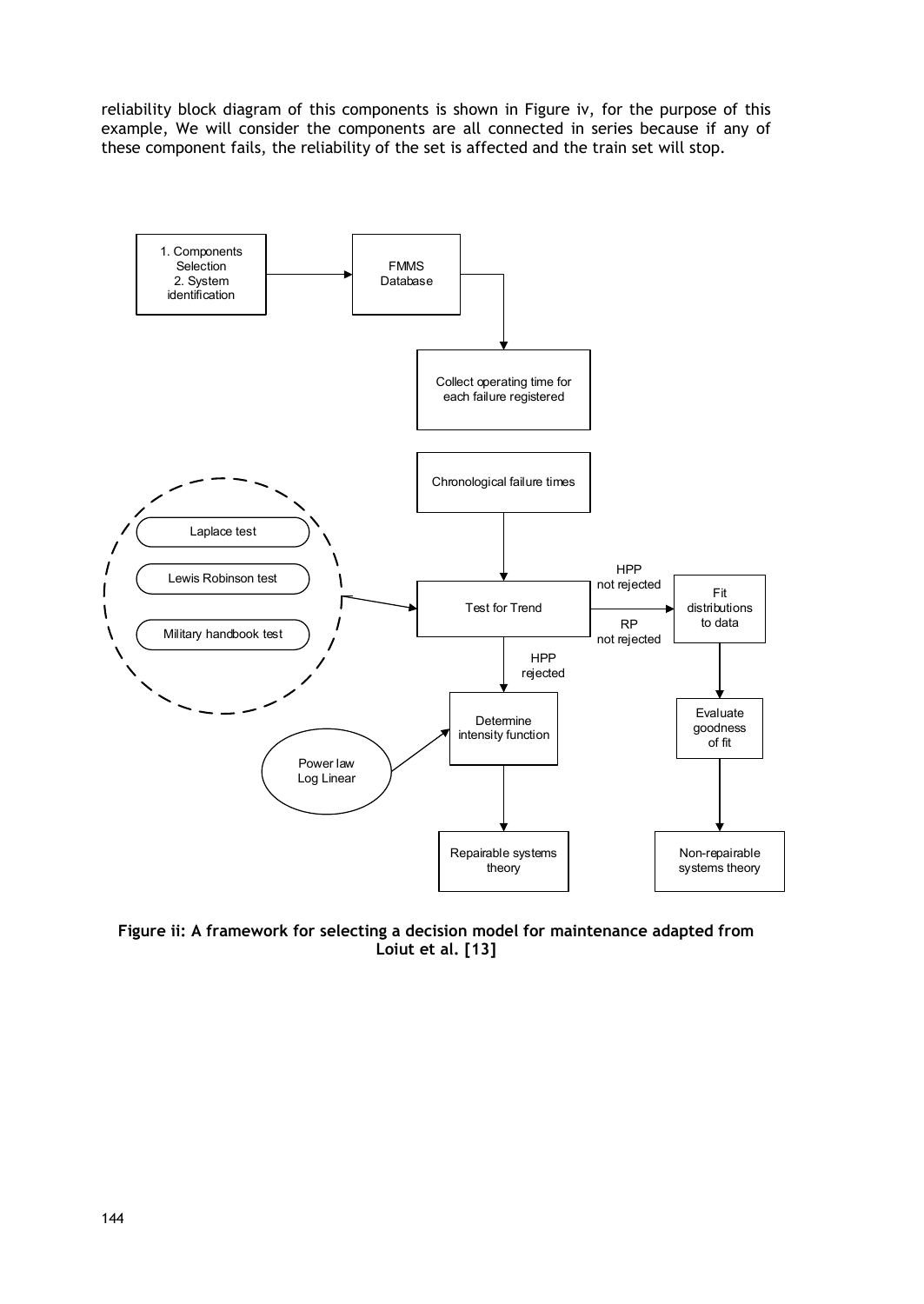reliability block diagram of this components is shown in Figure iv, for the purpose of this example, We will consider the components are all connected in series because if any of these component fails, the reliability of the set is affected and the train set will stop.

1. Components Selection
2. System identification

FMMS Database

Collect operating time for each failure registered

Chronological failure times

Laplace test

Lewis Robinson test

Military handbook test

Test for Trend

HPP not rejected

RP not rejected

Fit distributions to data

Evaluate goodness of fit

Non-repairable systems theory

HPP rejected

Determine intensity function

Power law Log Linear

Repairable systems theory

**Figure ii: A framework for selecting a decision model for maintenance adapted from Loiut et al. [13]**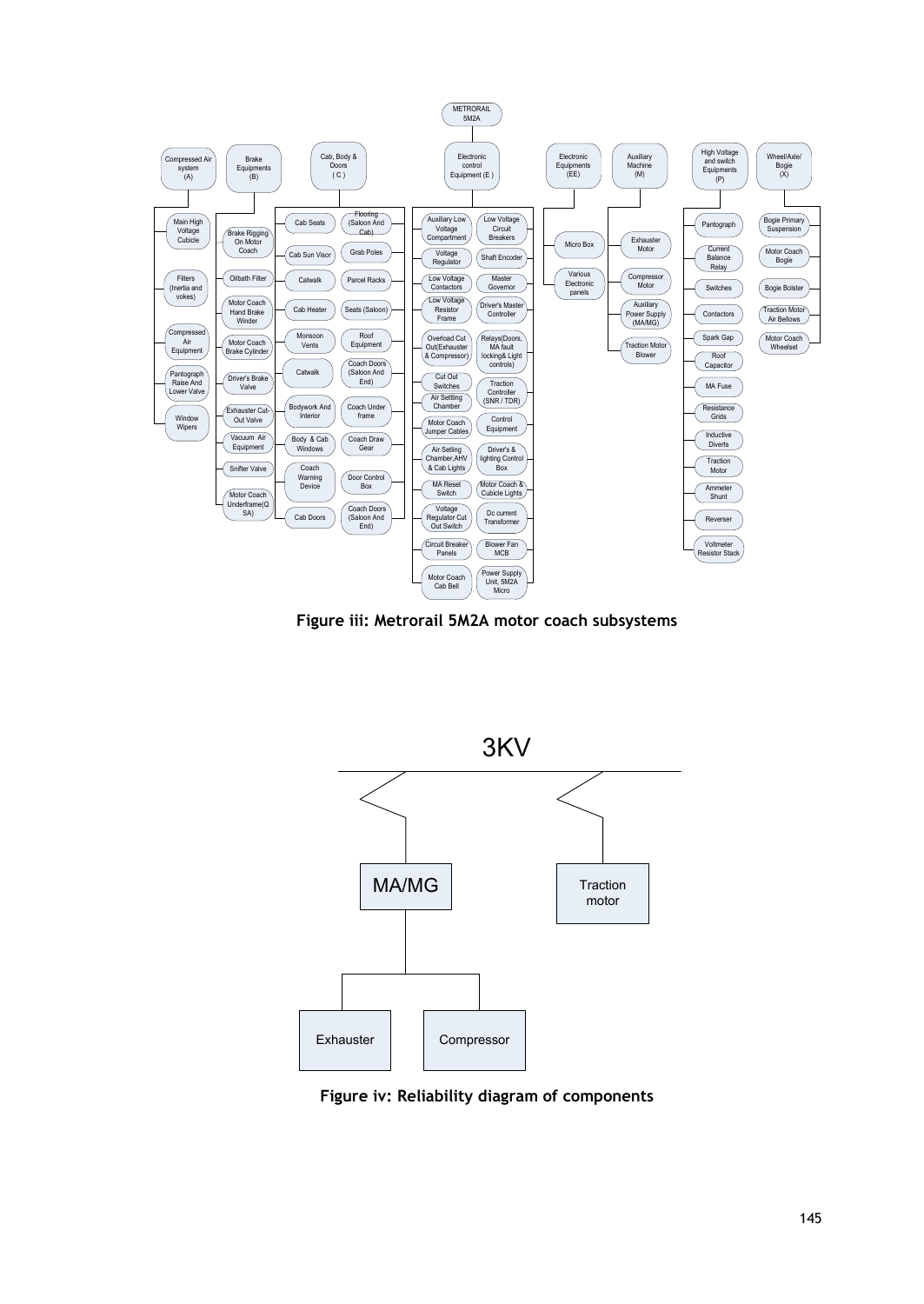Figure iii: Metrorail 5M2A motor coach subsystems

Figure iv: Reliability diagram of components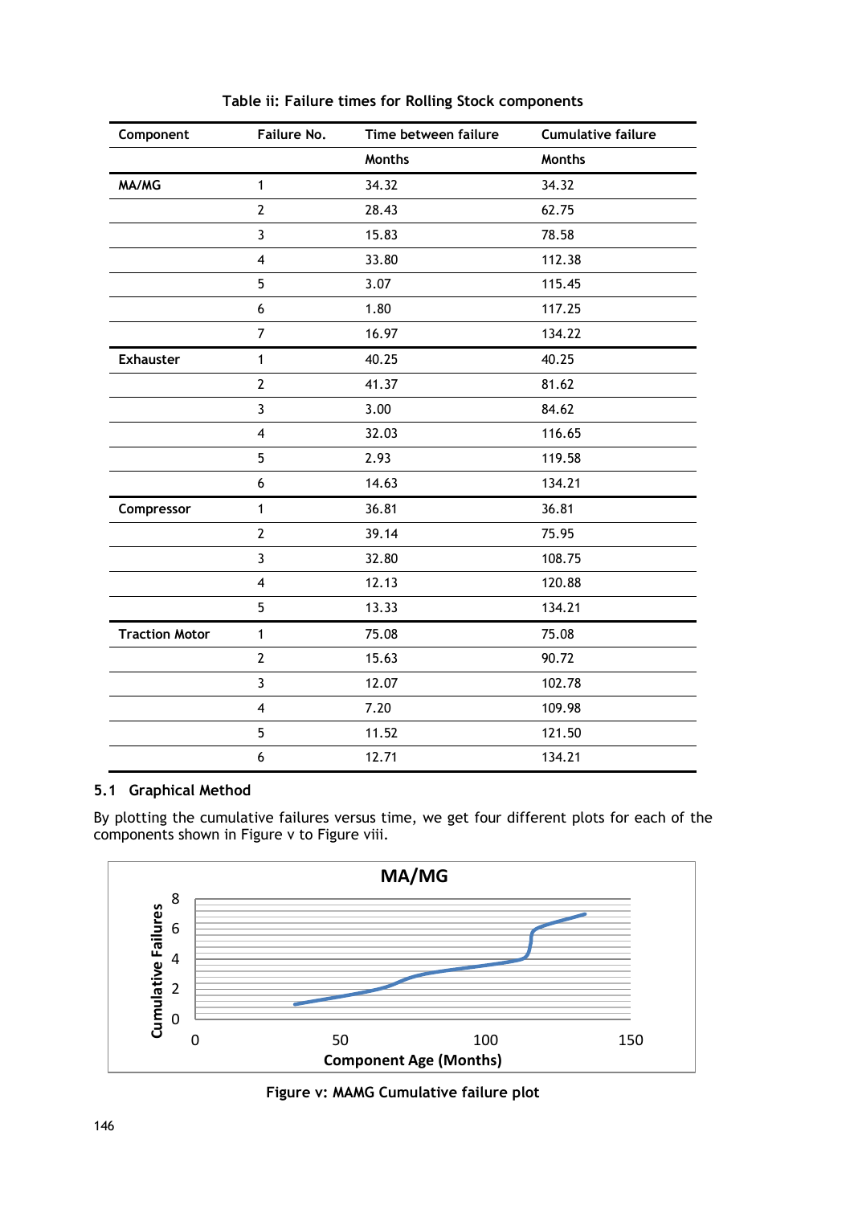Table ii: Failure times for Rolling Stock components

| Component | Failure No. | Time between failure | Cumulative failure |
|---|---|---|---|
| | | Months | Months |
| MA/MG | 1 | 34.32 | 34.32 |
| | 2 | 28.43 | 62.75 |
| | 3 | 15.83 | 78.58 |
| | 4 | 33.80 | 112.38 |
| | 5 | 3.07 | 115.45 |
| | 6 | 1.80 | 117.25 |
| | 7 | 16.97 | 134.22 |
| Exhauster | 1 | 40.25 | 40.25 |
| | 2 | 41.37 | 81.62 |
| | 3 | 3.00 | 84.62 |
| | 4 | 32.03 | 116.65 |
| | 5 | 2.93 | 119.58 |
| | 6 | 14.63 | 134.21 |
| Compressor | 1 | 36.81 | 36.81 |
| | 2 | 39.14 | 75.95 |
| | 3 | 32.80 | 108.75 |
| | 4 | 12.13 | 120.88 |
| | 5 | 13.33 | 134.21 |
| Traction Motor | 1 | 75.08 | 75.08 |
| | 2 | 15.63 | 90.72 |
| | 3 | 12.07 | 102.78 |
| | 4 | 7.20 | 109.98 |
| | 5 | 11.52 | 121.50 |
| | 6 | 12.71 | 134.21 |

### 5.1 Graphical Method

By plotting the cumulative failures versus time, we get four different plots for each of the components shown in Figure v to Figure viii.

Figure v: MAMG Cumulative failure plot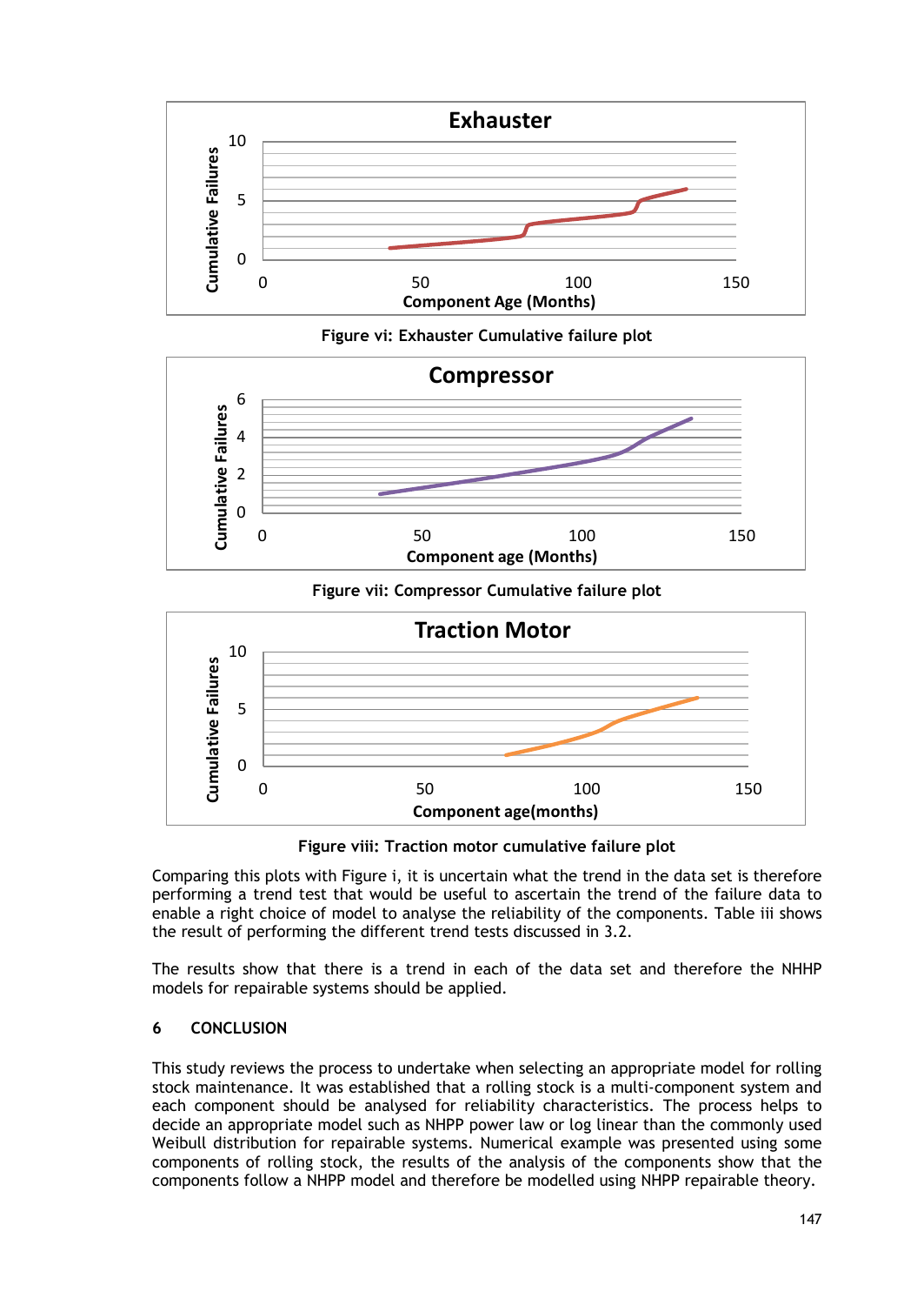Figure vi: Exhauster Cumulative failure plot

Figure vii: Compressor Cumulative failure plot

Figure viii: Traction motor cumulative failure plot

Comparing this plots with Figure i, it is uncertain what the trend in the data set is therefore performing a trend test that would be useful to ascertain the trend of the failure data to enable a right choice of model to analyse the reliability of the components. Table iii shows the result of performing the different trend tests discussed in 3.2.

The results show that there is a trend in each of the data set and therefore the NHHP models for repairable systems should be applied.

## 6 CONCLUSION

This study reviews the process to undertake when selecting an appropriate model for rolling stock maintenance. It was established that a rolling stock is a multi-component system and each component should be analysed for reliability characteristics. The process helps to decide an appropriate model such as NHPP power law or log linear than the commonly used Weibull distribution for repairable systems. Numerical example was presented using some components of rolling stock, the results of the analysis of the components show that the components follow a NHPP model and therefore be modelled using NHPP repairable theory.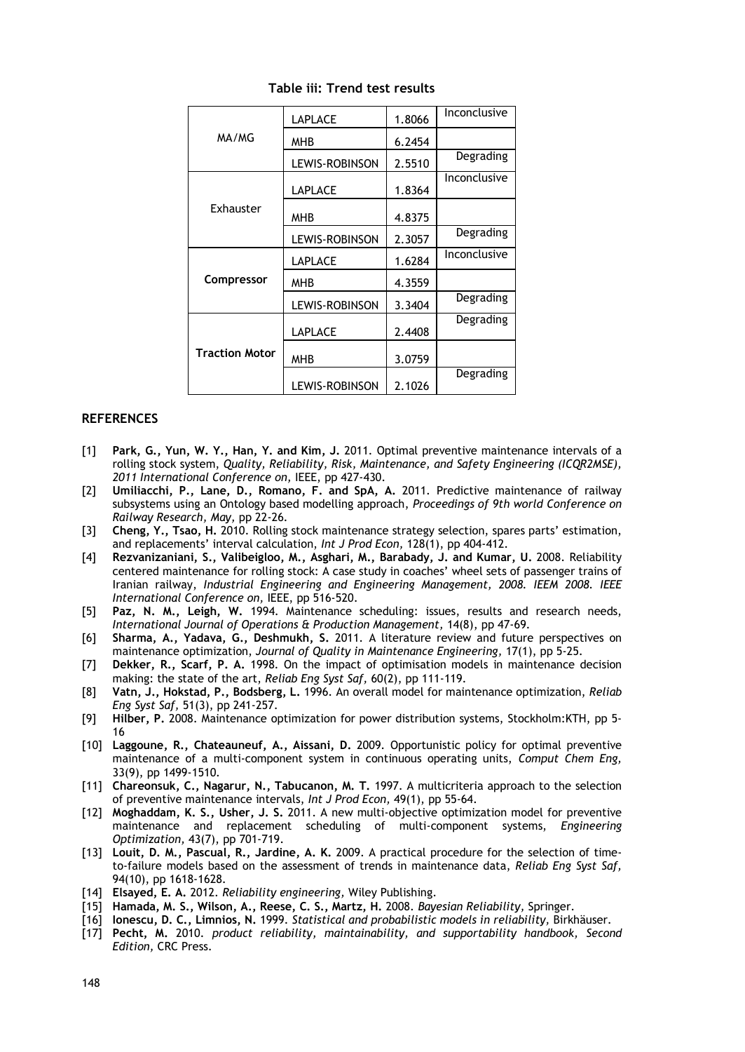**Table iii: Trend test results**

| | | | |
|---|---|---|---|
| MA/MG | LAPLACE | 1.8066 | Inconclusive |
| | MHB | 6.2454 | |
| | LEWIS-ROBINSON | 2.5510 | Degrading |
| Exhauster | LAPLACE | 1.8364 | Inconclusive |
| | MHB | 4.8375 | |
| | LEWIS-ROBINSON | 2.3057 | Degrading |
| **Compressor** | LAPLACE | 1.6284 | Inconclusive |
| | MHB | 4.3559 | |
| | LEWIS-ROBINSON | 3.3404 | Degrading |
| **Traction Motor** | LAPLACE | 2.4408 | Degrading |
| | MHB | 3.0759 | |
| | LEWIS-ROBINSON | 2.1026 | Degrading |

## REFERENCES

[1] **Park, G., Yun, W. Y., Han, Y. and Kim, J.** 2011. Optimal preventive maintenance intervals of a rolling stock system, *Quality, Reliability, Risk, Maintenance, and Safety Engineering (ICQR2MSE), 2011 International Conference on*, IEEE, pp 427-430.

[2] **Umiliacchi, P., Lane, D., Romano, F. and SpA, A.** 2011. Predictive maintenance of railway subsystems using an Ontology based modelling approach, *Proceedings of 9th world Conference on Railway Research, May*, pp 22-26.

[3] **Cheng, Y., Tsao, H.** 2010. Rolling stock maintenance strategy selection, spares parts' estimation, and replacements' interval calculation, *Int J Prod Econ*, 128(1), pp 404-412.

[4] **Rezvanizaniani, S., Valibeigloo, M., Asghari, M., Barabady, J. and Kumar, U.** 2008. Reliability centered maintenance for rolling stock: A case study in coaches' wheel sets of passenger trains of Iranian railway, *Industrial Engineering and Engineering Management, 2008. IEEM 2008. IEEE International Conference on*, IEEE, pp 516-520.

[5] **Paz, N. M., Leigh, W.** 1994. Maintenance scheduling: issues, results and research needs, *International Journal of Operations & Production Management*, 14(8), pp 47-69.

[6] **Sharma, A., Yadava, G., Deshmukh, S.** 2011. A literature review and future perspectives on maintenance optimization, *Journal of Quality in Maintenance Engineering*, 17(1), pp 5-25.

[7] **Dekker, R., Scarf, P. A.** 1998. On the impact of optimisation models in maintenance decision making: the state of the art, *Reliab Eng Syst Saf*, 60(2), pp 111-119.

[8] **Vatn, J., Hokstad, P., Bodsberg, L.** 1996. An overall model for maintenance optimization, *Reliab Eng Syst Saf*, 51(3), pp 241-257.

[9] **Hilber, P.** 2008. Maintenance optimization for power distribution systems, Stockholm:KTH, pp 5-16

[10] **Laggoune, R., Chateauneuf, A., Aissani, D.** 2009. Opportunistic policy for optimal preventive maintenance of a multi-component system in continuous operating units, *Comput Chem Eng*, 33(9), pp 1499-1510.

[11] **Chareonsuk, C., Nagarur, N., Tabucanon, M. T.** 1997. A multicriteria approach to the selection of preventive maintenance intervals, *Int J Prod Econ*, 49(1), pp 55-64.

[12] **Moghaddam, K. S., Usher, J. S.** 2011. A new multi-objective optimization model for preventive maintenance and replacement scheduling of multi-component systems, *Engineering Optimization*, 43(7), pp 701-719.

[13] **Louit, D. M., Pascual, R., Jardine, A. K.** 2009. A practical procedure for the selection of time-to-failure models based on the assessment of trends in maintenance data, *Reliab Eng Syst Saf*, 94(10), pp 1618-1628.

[14] **Elsayed, E. A.** 2012. *Reliability engineering*, Wiley Publishing.

[15] **Hamada, M. S., Wilson, A., Reese, C. S., Martz, H.** 2008. *Bayesian Reliability*, Springer.

[16] **Ionescu, D. C., Limnios, N.** 1999. *Statistical and probabilistic models in reliability*, Birkhäuser.

[17] **Pecht, M.** 2010. *product reliability, maintainability, and supportability handbook, Second Edition*, CRC Press.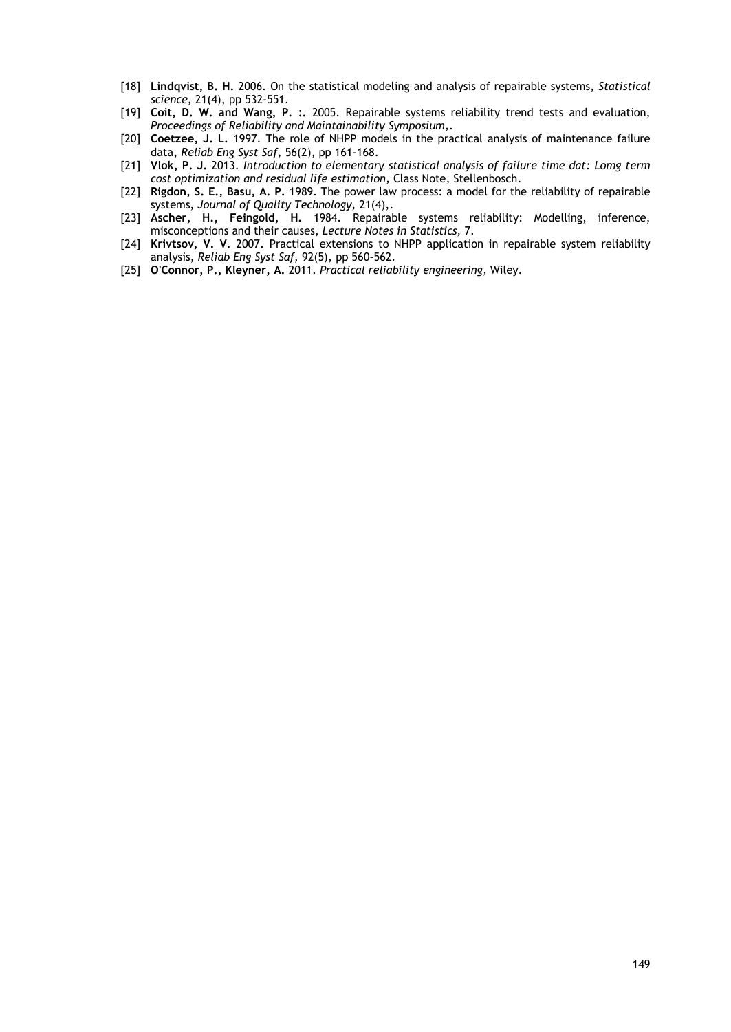[18] **Lindqvist, B. H.** 2006. On the statistical modeling and analysis of repairable systems, *Statistical science,* 21(4), pp 532-551.

[19] **Coit, D. W. and Wang, P. :.** 2005. Repairable systems reliability trend tests and evaluation, *Proceedings of Reliability and Maintainability Symposium,.*

[20] **Coetzee, J. L.** 1997. The role of NHPP models in the practical analysis of maintenance failure data, *Reliab Eng Syst Saf,* 56(2), pp 161-168.

[21] **Vlok, P. J.** 2013. *Introduction to elementary statistical analysis of failure time dat: Lomg term cost optimization and residual life estimation,* Class Note, Stellenbosch.

[22] **Rigdon, S. E., Basu, A. P.** 1989. The power law process: a model for the reliability of repairable systems, *Journal of Quality Technology,* 21(4),.

[23] **Ascher, H., Feingold, H.** 1984. Repairable systems reliability: Modelling, inference, misconceptions and their causes, *Lecture Notes in Statistics,* 7.

[24] **Krivtsov, V. V.** 2007. Practical extensions to NHPP application in repairable system reliability analysis, *Reliab Eng Syst Saf,* 92(5), pp 560-562.

[25] **O'Connor, P., Kleyner, A.** 2011. *Practical reliability engineering,* Wiley.